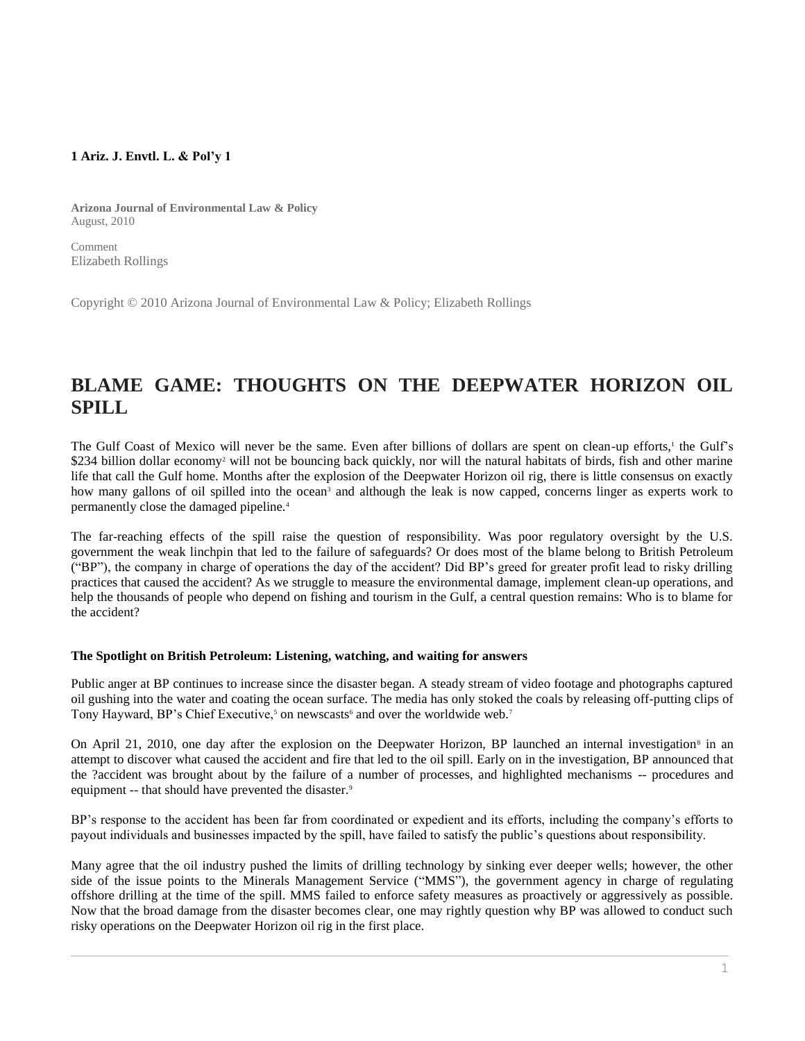**1 Ariz. J. Envtl. L. & Pol'y 1**

**Arizona Journal of Environmental Law & Policy**
August, 2010

Comment
Elizabeth Rollings

Copyright © 2010 Arizona Journal of Environmental Law & Policy; Elizabeth Rollings

# BLAME GAME: THOUGHTS ON THE DEEPWATER HORIZON OIL SPILL

The Gulf Coast of Mexico will never be the same. Even after billions of dollars are spent on clean-up efforts,[1] the Gulf's \$234 billion dollar economy[2] will not be bouncing back quickly, nor will the natural habitats of birds, fish and other marine life that call the Gulf home. Months after the explosion of the Deepwater Horizon oil rig, there is little consensus on exactly how many gallons of oil spilled into the ocean[3] and although the leak is now capped, concerns linger as experts work to permanently close the damaged pipeline.[4]

The far-reaching effects of the spill raise the question of responsibility. Was poor regulatory oversight by the U.S. government the weak linchpin that led to the failure of safeguards? Or does most of the blame belong to British Petroleum ("BP"), the company in charge of operations the day of the accident? Did BP's greed for greater profit lead to risky drilling practices that caused the accident? As we struggle to measure the environmental damage, implement clean-up operations, and help the thousands of people who depend on fishing and tourism in the Gulf, a central question remains: Who is to blame for the accident?

#### The Spotlight on British Petroleum: Listening, watching, and waiting for answers

Public anger at BP continues to increase since the disaster began. A steady stream of video footage and photographs captured oil gushing into the water and coating the ocean surface. The media has only stoked the coals by releasing off-putting clips of Tony Hayward, BP's Chief Executive,[5] on newscasts[6] and over the worldwide web.[7]

On April 21, 2010, one day after the explosion on the Deepwater Horizon, BP launched an internal investigation[8] in an attempt to discover what caused the accident and fire that led to the oil spill. Early on in the investigation, BP announced that the ?accident was brought about by the failure of a number of processes, and highlighted mechanisms -- procedures and equipment -- that should have prevented the disaster.[9]

BP's response to the accident has been far from coordinated or expedient and its efforts, including the company's efforts to payout individuals and businesses impacted by the spill, have failed to satisfy the public's questions about responsibility.

Many agree that the oil industry pushed the limits of drilling technology by sinking ever deeper wells; however, the other side of the issue points to the Minerals Management Service ("MMS"), the government agency in charge of regulating offshore drilling at the time of the spill. MMS failed to enforce safety measures as proactively or aggressively as possible. Now that the broad damage from the disaster becomes clear, one may rightly question why BP was allowed to conduct such risky operations on the Deepwater Horizon oil rig in the first place.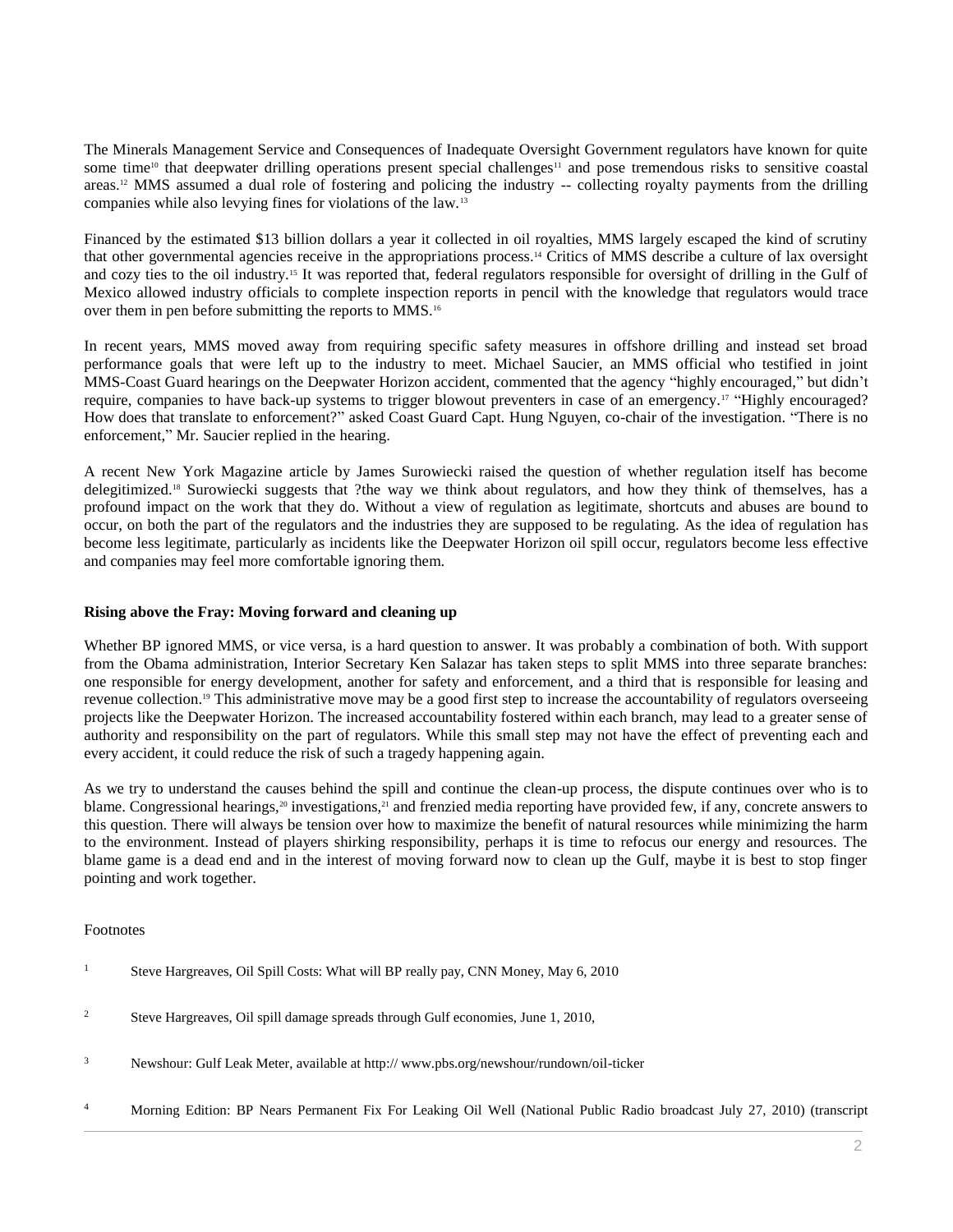The Minerals Management Service and Consequences of Inadequate Oversight Government regulators have known for quite some time[10] that deepwater drilling operations present special challenges[11] and pose tremendous risks to sensitive coastal areas.[12] MMS assumed a dual role of fostering and policing the industry -- collecting royalty payments from the drilling companies while also levying fines for violations of the law.[13]

Financed by the estimated $13 billion dollars a year it collected in oil royalties, MMS largely escaped the kind of scrutiny that other governmental agencies receive in the appropriations process.[14] Critics of MMS describe a culture of lax oversight and cozy ties to the oil industry.[15] It was reported that, federal regulators responsible for oversight of drilling in the Gulf of Mexico allowed industry officials to complete inspection reports in pencil with the knowledge that regulators would trace over them in pen before submitting the reports to MMS.[16]

In recent years, MMS moved away from requiring specific safety measures in offshore drilling and instead set broad performance goals that were left up to the industry to meet. Michael Saucier, an MMS official who testified in joint MMS-Coast Guard hearings on the Deepwater Horizon accident, commented that the agency "highly encouraged," but didn't require, companies to have back-up systems to trigger blowout preventers in case of an emergency.[17] "Highly encouraged? How does that translate to enforcement?" asked Coast Guard Capt. Hung Nguyen, co-chair of the investigation. "There is no enforcement," Mr. Saucier replied in the hearing.

A recent New York Magazine article by James Surowiecki raised the question of whether regulation itself has become delegitimized.[18] Surowiecki suggests that ?the way we think about regulators, and how they think of themselves, has a profound impact on the work that they do. Without a view of regulation as legitimate, shortcuts and abuses are bound to occur, on both the part of the regulators and the industries they are supposed to be regulating. As the idea of regulation has become less legitimate, particularly as incidents like the Deepwater Horizon oil spill occur, regulators become less effective and companies may feel more comfortable ignoring them.

**Rising above the Fray: Moving forward and cleaning up**

Whether BP ignored MMS, or vice versa, is a hard question to answer. It was probably a combination of both. With support from the Obama administration, Interior Secretary Ken Salazar has taken steps to split MMS into three separate branches: one responsible for energy development, another for safety and enforcement, and a third that is responsible for leasing and revenue collection.[19] This administrative move may be a good first step to increase the accountability of regulators overseeing projects like the Deepwater Horizon. The increased accountability fostered within each branch, may lead to a greater sense of authority and responsibility on the part of regulators. While this small step may not have the effect of preventing each and every accident, it could reduce the risk of such a tragedy happening again.

As we try to understand the causes behind the spill and continue the clean-up process, the dispute continues over who is to blame. Congressional hearings,[20] investigations,[21] and frenzied media reporting have provided few, if any, concrete answers to this question. There will always be tension over how to maximize the benefit of natural resources while minimizing the harm to the environment. Instead of players shirking responsibility, perhaps it is time to refocus our energy and resources. The blame game is a dead end and in the interest of moving forward now to clean up the Gulf, maybe it is best to stop finger pointing and work together.

Footnotes

1 Steve Hargreaves, Oil Spill Costs: What will BP really pay, CNN Money, May 6, 2010

2 Steve Hargreaves, Oil spill damage spreads through Gulf economies, June 1, 2010,

3 Newshour: Gulf Leak Meter, available at http:// www.pbs.org/newshour/rundown/oil-ticker

4 Morning Edition: BP Nears Permanent Fix For Leaking Oil Well (National Public Radio broadcast July 27, 2010) (transcript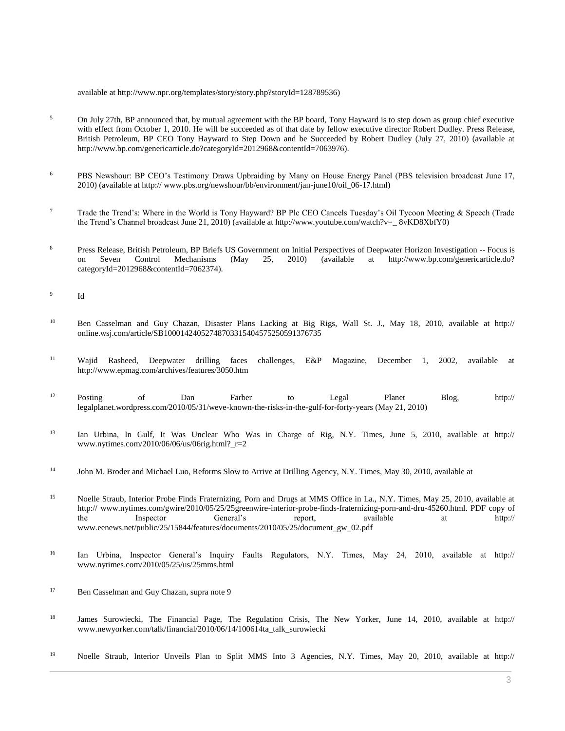available at http://www.npr.org/templates/story/story.php?storyId=128789536)

[5] On July 27th, BP announced that, by mutual agreement with the BP board, Tony Hayward is to step down as group chief executive with effect from October 1, 2010. He will be succeeded as of that date by fellow executive director Robert Dudley. Press Release, British Petroleum, BP CEO Tony Hayward to Step Down and be Succeeded by Robert Dudley (July 27, 2010) (available at http://www.bp.com/genericarticle.do?categoryId=2012968&contentId=7063976).

[6] PBS Newshour: BP CEO's Testimony Draws Upbraiding by Many on House Energy Panel (PBS television broadcast June 17, 2010) (available at http:// www.pbs.org/newshour/bb/environment/jan-june10/oil_06-17.html)

[7] Trade the Trend's: Where in the World is Tony Hayward? BP Plc CEO Cancels Tuesday's Oil Tycoon Meeting & Speech (Trade the Trend's Channel broadcast June 21, 2010) (available at http://www.youtube.com/watch?v=_ 8vKD8XbfY0)

[8] Press Release, British Petroleum, BP Briefs US Government on Initial Perspectives of Deepwater Horizon Investigation -- Focus is on Seven Control Mechanisms (May 25, 2010) (available at http://www.bp.com/genericarticle.do? categoryId=2012968&contentId=7062374).

[9] Id

[10] Ben Casselman and Guy Chazan, Disaster Plans Lacking at Big Rigs, Wall St. J., May 18, 2010, available at http:// online.wsj.com/article/SB10001424052748703315404575250591376735

[11] Wajid Rasheed, Deepwater drilling faces challenges, E&P Magazine, December 1, 2002, available at http://www.epmag.com/archives/features/3050.htm

[12] Posting of Dan Farber to Legal Planet Blog, http:// legalplanet.wordpress.com/2010/05/31/weve-known-the-risks-in-the-gulf-for-forty-years (May 21, 2010)

[13] Ian Urbina, In Gulf, It Was Unclear Who Was in Charge of Rig, N.Y. Times, June 5, 2010, available at http:// www.nytimes.com/2010/06/06/us/06rig.html?_r=2

[14] John M. Broder and Michael Luo, Reforms Slow to Arrive at Drilling Agency, N.Y. Times, May 30, 2010, available at

[15] Noelle Straub, Interior Probe Finds Fraternizing, Porn and Drugs at MMS Office in La., N.Y. Times, May 25, 2010, available at http:// www.nytimes.com/gwire/2010/05/25/25greenwire-interior-probe-finds-fraternizing-porn-and-dru-45260.html. PDF copy of the Inspector General's report, available at http:// www.eenews.net/public/25/15844/features/documents/2010/05/25/document_gw_02.pdf

[16] Ian Urbina, Inspector General's Inquiry Faults Regulators, N.Y. Times, May 24, 2010, available at http:// www.nytimes.com/2010/05/25/us/25mms.html

[17] Ben Casselman and Guy Chazan, supra note 9

[18] James Surowiecki, The Financial Page, The Regulation Crisis, The New Yorker, June 14, 2010, available at http:// www.newyorker.com/talk/financial/2010/06/14/100614ta_talk_surowiecki

[19] Noelle Straub, Interior Unveils Plan to Split MMS Into 3 Agencies, N.Y. Times, May 20, 2010, available at http://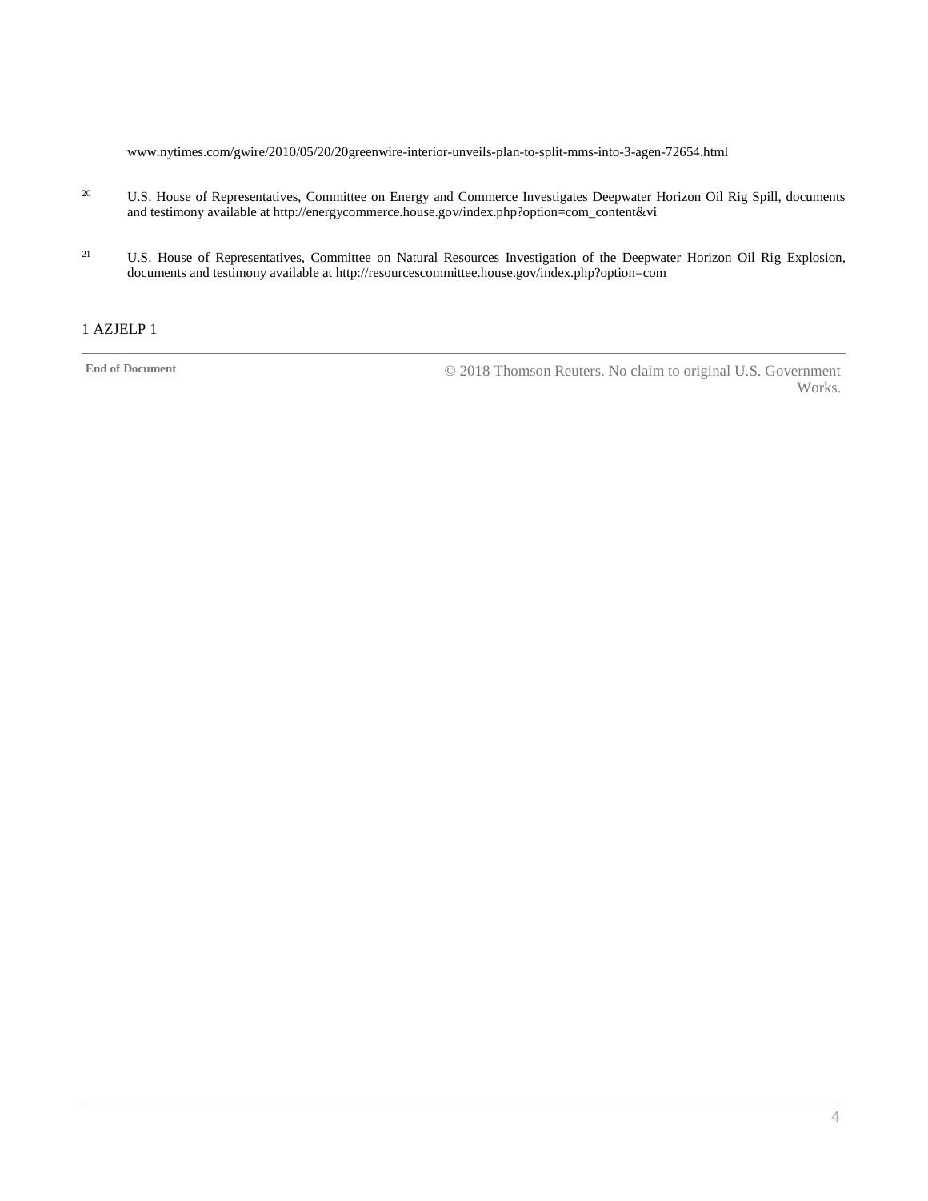www.nytimes.com/gwire/2010/05/20/20greenwire-interior-unveils-plan-to-split-mms-into-3-agen-72654.html

[20] U.S. House of Representatives, Committee on Energy and Commerce Investigates Deepwater Horizon Oil Rig Spill, documents and testimony available at http://energycommerce.house.gov/index.php?option=com_content&vi

[21] U.S. House of Representatives, Committee on Natural Resources Investigation of the Deepwater Horizon Oil Rig Explosion, documents and testimony available at http://resourcescommittee.house.gov/index.php?option=com

1 AZJELP 1

**End of Document** © 2018 Thomson Reuters. No claim to original U.S. Government Works.